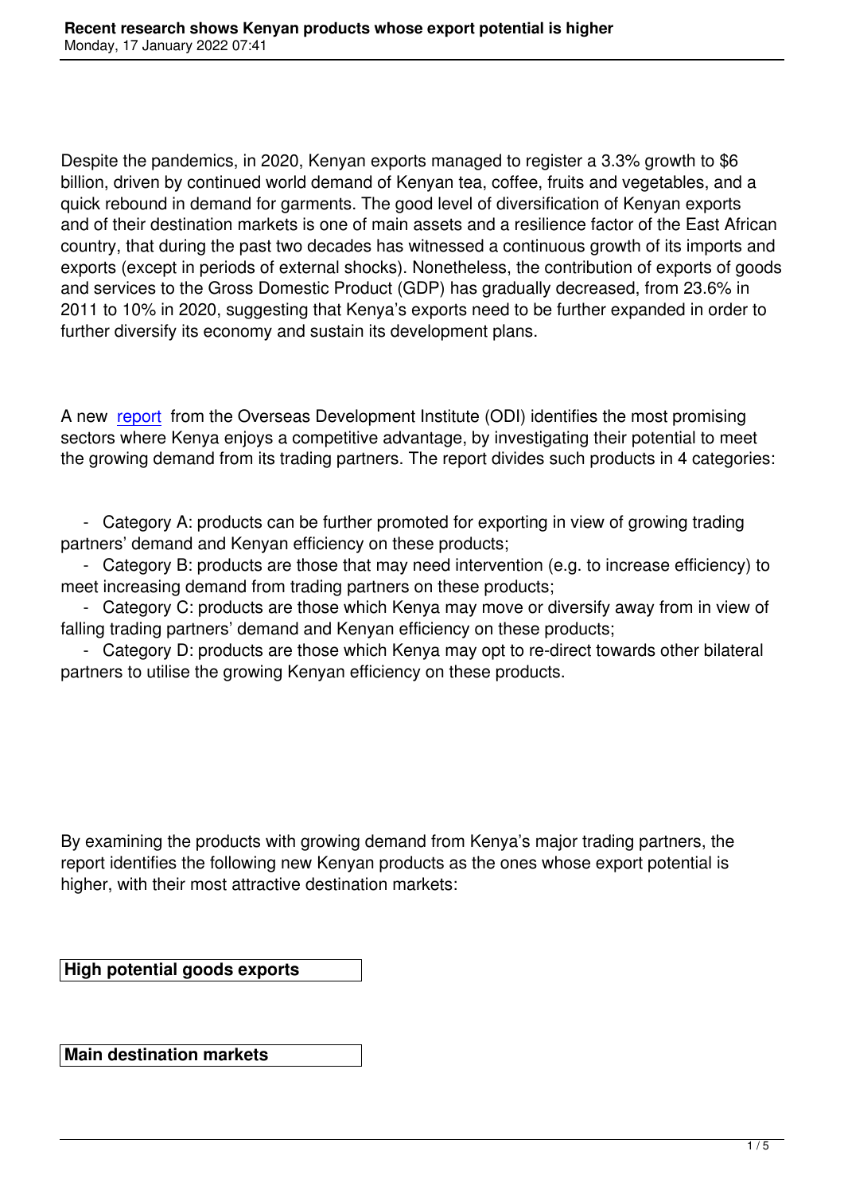Despite the pandemics, in 2020, Kenyan exports managed to register a 3.3% growth to $6 billion, driven by continued world demand of Kenyan tea, coffee, fruits and vegetables, and a quick rebound in demand for garments. The good level of diversification of Kenyan exports and of their destination markets is one of main assets and a resilience factor of the East African country, that during the past two decades has witnessed a continuous growth of its imports and exports (except in periods of external shocks). Nonetheless, the contribution of exports of goods and services to the Gross Domestic Product (GDP) has gradually decreased, from 23.6% in 2011 to 10% in 2020, suggesting that Kenya's exports need to be further expanded in order to further diversify its economy and sustain its development plans.

A new report from the Overseas Development Institute (ODI) identifies the most promising sectors where Kenya enjoys a competitive advantage, by investigating their potential to meet the growing demand from its trading partners. The report divides such products in 4 categories:

- Category A: products can be further promoted for exporting in view of growing trading partners' demand and Kenyan efficiency on these products;
- Category B: products are those that may need intervention (e.g. to increase efficiency) to meet increasing demand from trading partners on these products;
- Category C: products are those which Kenya may move or diversify away from in view of falling trading partners' demand and Kenyan efficiency on these products;
- Category D: products are those which Kenya may opt to re-direct towards other bilateral partners to utilise the growing Kenyan efficiency on these products.

By examining the products with growing demand from Kenya's major trading partners, the report identifies the following new Kenyan products as the ones whose export potential is higher, with their most attractive destination markets:

| High potential goods exports |
| --- |

| Main destination markets |
| --- |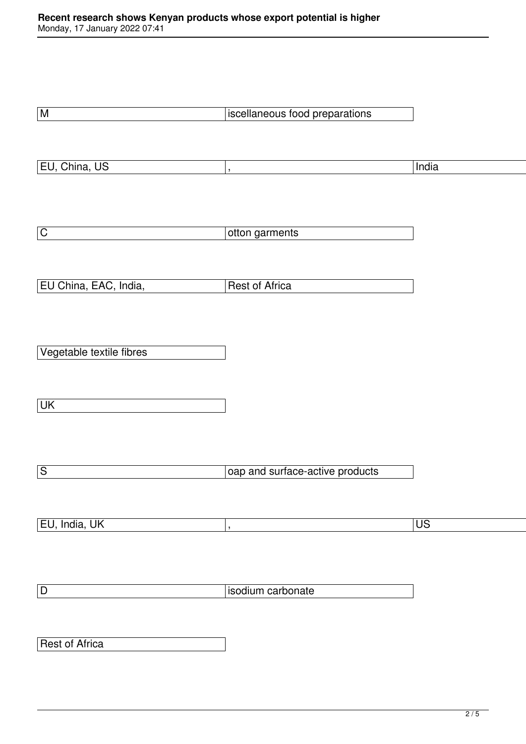| M | iscellaneous food preparations | |
|---|---|---|
| EU, China, US | , | India |

| C | otton garments |
|---|---|
| EU China, EAC, India, | Rest of Africa |

| Vegetable textile fibres |
|---|
| UK |

| S | oap and surface-active products | |
|---|---|---|
| EU, India, UK | , | US |

| D | isodium carbonate |
|---|---|
| Rest of Africa | |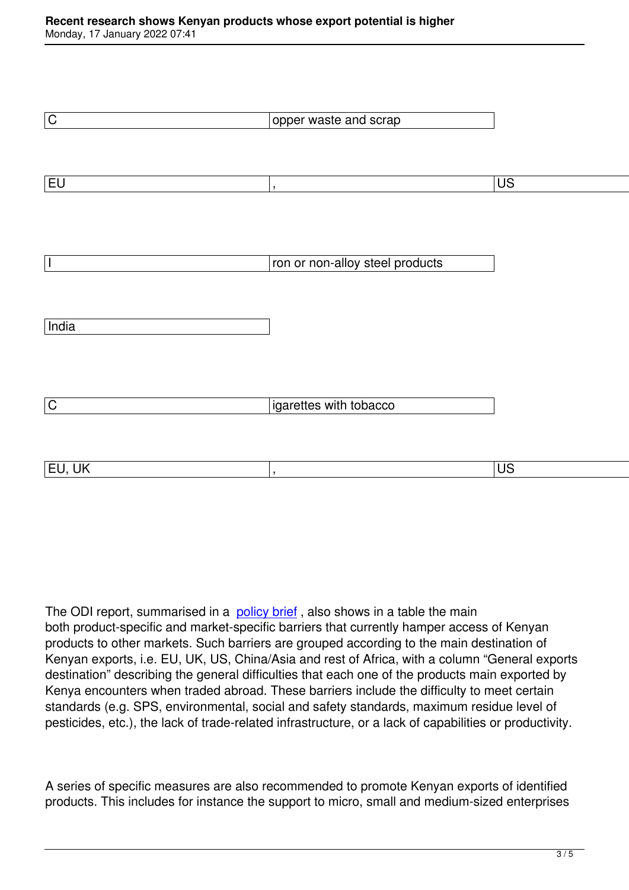| C | opper waste and scrap | |
|---|---|---|
| EU | , | US |
| I | ron or non-alloy steel products | |
| India | | |
| C | igarettes with tobacco | |
| EU, UK | , | US |

The ODI report, summarised in a policy brief , also shows in a table the main both product-specific and market-specific barriers that currently hamper access of Kenyan products to other markets. Such barriers are grouped according to the main destination of Kenyan exports, i.e. EU, UK, US, China/Asia and rest of Africa, with a column "General exports destination" describing the general difficulties that each one of the products main exported by Kenya encounters when traded abroad. These barriers include the difficulty to meet certain standards (e.g. SPS, environmental, social and safety standards, maximum residue level of pesticides, etc.), the lack of trade-related infrastructure, or a lack of capabilities or productivity.

A series of specific measures are also recommended to promote Kenyan exports of identified products. This includes for instance the support to micro, small and medium-sized enterprises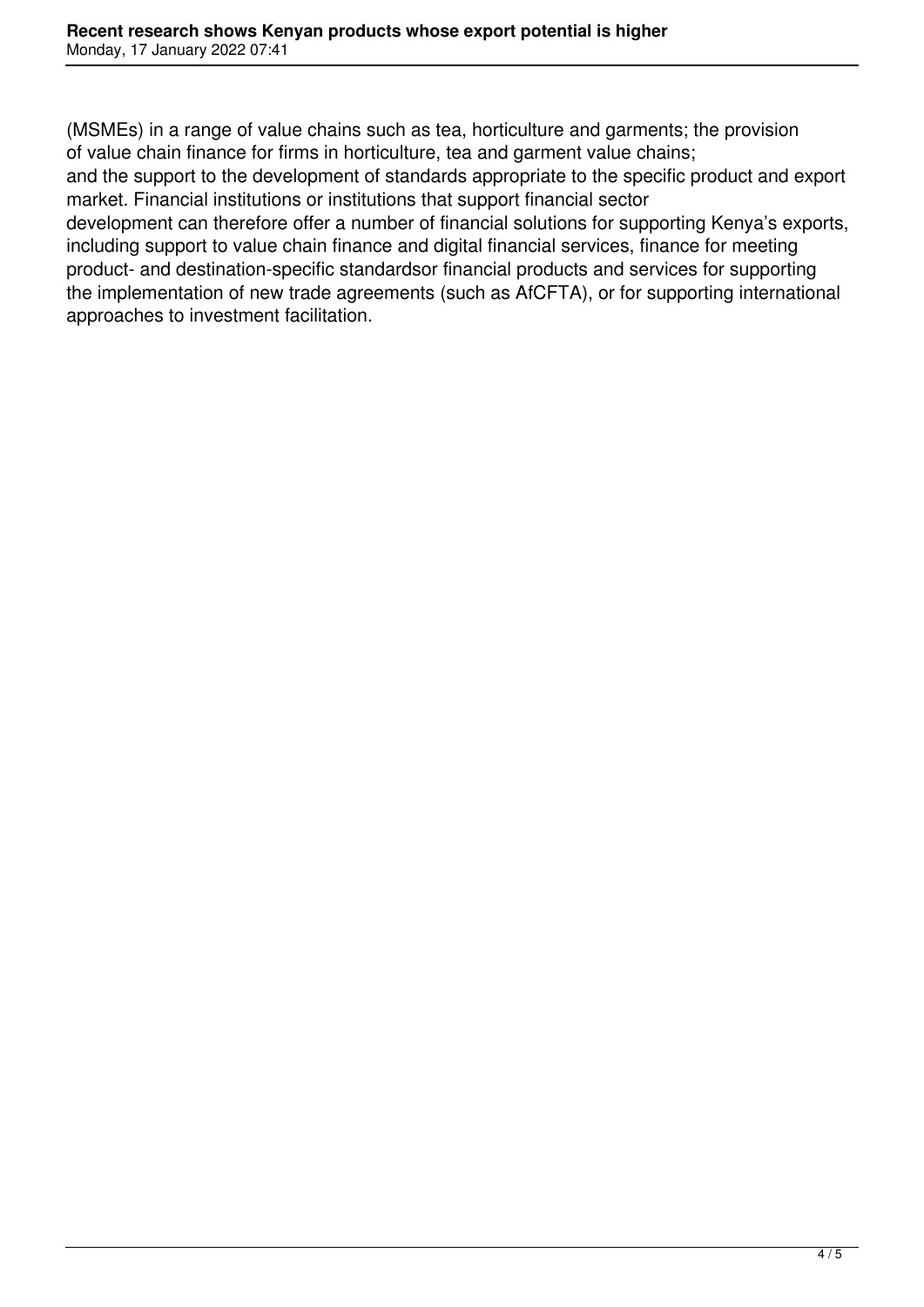(MSMEs) in a range of value chains such as tea, horticulture and garments; the provision of value chain finance for firms in horticulture, tea and garment value chains; and the support to the development of standards appropriate to the specific product and export market. Financial institutions or institutions that support financial sector development can therefore offer a number of financial solutions for supporting Kenya's exports, including support to value chain finance and digital financial services, finance for meeting product- and destination-specific standardsor financial products and services for supporting the implementation of new trade agreements (such as AfCFTA), or for supporting international approaches to investment facilitation.